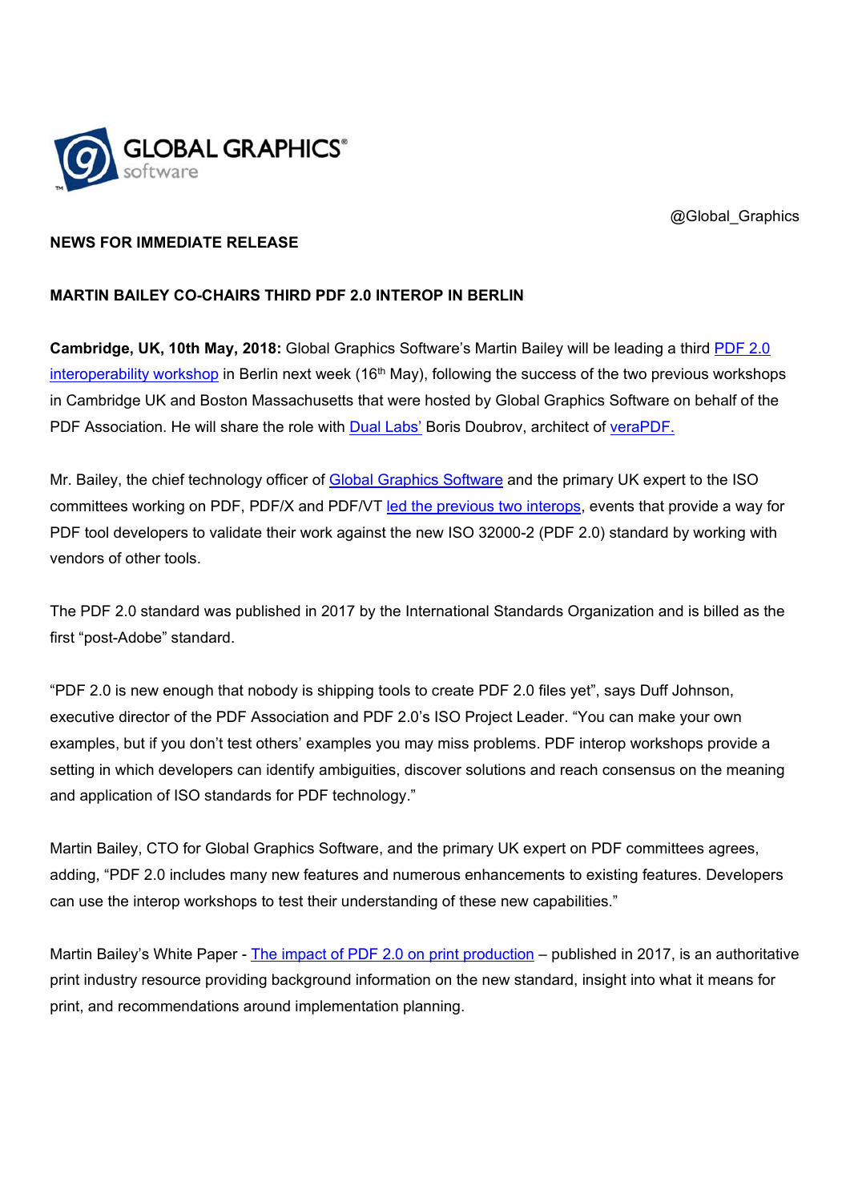GLOBAL GRAPHICS® software

@Global_Graphics

**NEWS FOR IMMEDIATE RELEASE**

**MARTIN BAILEY CO-CHAIRS THIRD PDF 2.0 INTEROP IN BERLIN**

**Cambridge, UK, 10th May, 2018:** Global Graphics Software's Martin Bailey will be leading a third PDF 2.0 interoperability workshop in Berlin next week (16th May), following the success of the two previous workshops in Cambridge UK and Boston Massachusetts that were hosted by Global Graphics Software on behalf of the PDF Association. He will share the role with Dual Labs' Boris Doubrov, architect of veraPDF.

Mr. Bailey, the chief technology officer of Global Graphics Software and the primary UK expert to the ISO committees working on PDF, PDF/X and PDF/VT led the previous two interops, events that provide a way for PDF tool developers to validate their work against the new ISO 32000-2 (PDF 2.0) standard by working with vendors of other tools.

The PDF 2.0 standard was published in 2017 by the International Standards Organization and is billed as the first "post-Adobe" standard.

"PDF 2.0 is new enough that nobody is shipping tools to create PDF 2.0 files yet", says Duff Johnson, executive director of the PDF Association and PDF 2.0's ISO Project Leader. "You can make your own examples, but if you don't test others' examples you may miss problems. PDF interop workshops provide a setting in which developers can identify ambiguities, discover solutions and reach consensus on the meaning and application of ISO standards for PDF technology."

Martin Bailey, CTO for Global Graphics Software, and the primary UK expert on PDF committees agrees, adding, "PDF 2.0 includes many new features and numerous enhancements to existing features. Developers can use the interop workshops to test their understanding of these new capabilities."

Martin Bailey's White Paper - The impact of PDF 2.0 on print production – published in 2017, is an authoritative print industry resource providing background information on the new standard, insight into what it means for print, and recommendations around implementation planning.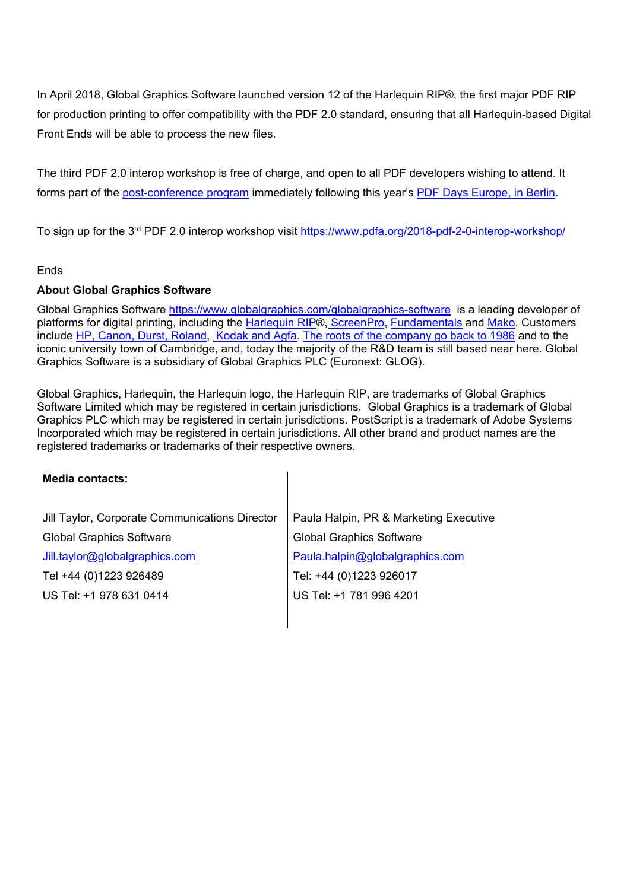In April 2018, Global Graphics Software launched version 12 of the Harlequin RIP®, the first major PDF RIP for production printing to offer compatibility with the PDF 2.0 standard, ensuring that all Harlequin-based Digital Front Ends will be able to process the new files.

The third PDF 2.0 interop workshop is free of charge, and open to all PDF developers wishing to attend. It forms part of the post-conference program immediately following this year's PDF Days Europe, in Berlin.

To sign up for the 3rd PDF 2.0 interop workshop visit https://www.pdfa.org/2018-pdf-2-0-interop-workshop/

Ends

**About Global Graphics Software**

Global Graphics Software https://www.globalgraphics.com/globalgraphics-software is a leading developer of platforms for digital printing, including the Harlequin RIP®, ScreenPro, Fundamentals and Mako. Customers include HP, Canon, Durst, Roland, Kodak and Agfa. The roots of the company go back to 1986 and to the iconic university town of Cambridge, and, today the majority of the R&D team is still based near here. Global Graphics Software is a subsidiary of Global Graphics PLC (Euronext: GLOG).

Global Graphics, Harlequin, the Harlequin logo, the Harlequin RIP, are trademarks of Global Graphics Software Limited which may be registered in certain jurisdictions. Global Graphics is a trademark of Global Graphics PLC which may be registered in certain jurisdictions. PostScript is a trademark of Adobe Systems Incorporated which may be registered in certain jurisdictions. All other brand and product names are the registered trademarks or trademarks of their respective owners.

| **Media contacts:** | |
| --- | --- |
| Jill Taylor, Corporate Communications Director | Paula Halpin, PR & Marketing Executive |
| Global Graphics Software | Global Graphics Software |
| Jill.taylor@globalgraphics.com | Paula.halpin@globalgraphics.com |
| Tel +44 (0)1223 926489 | Tel: +44 (0)1223 926017 |
| US Tel: +1 978 631 0414 | US Tel: +1 781 996 4201 |